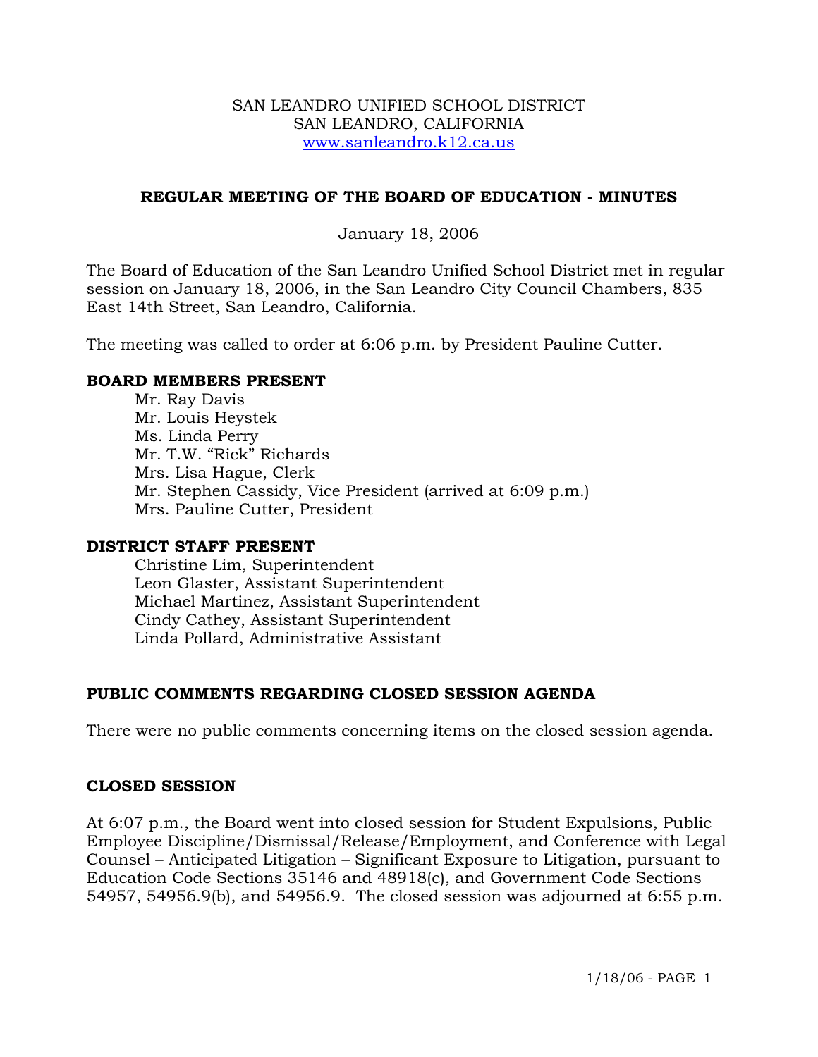SAN LEANDRO UNIFIED SCHOOL DISTRICT
SAN LEANDRO, CALIFORNIA
www.sanleandro.k12.ca.us

## REGULAR MEETING OF THE BOARD OF EDUCATION - MINUTES

January 18, 2006

The Board of Education of the San Leandro Unified School District met in regular session on January 18, 2006, in the San Leandro City Council Chambers, 835 East 14th Street, San Leandro, California.

The meeting was called to order at 6:06 p.m. by President Pauline Cutter.

### BOARD MEMBERS PRESENT

Mr. Ray Davis
Mr. Louis Heystek
Ms. Linda Perry
Mr. T.W. "Rick" Richards
Mrs. Lisa Hague, Clerk
Mr. Stephen Cassidy, Vice President (arrived at 6:09 p.m.)
Mrs. Pauline Cutter, President

### DISTRICT STAFF PRESENT

Christine Lim, Superintendent
Leon Glaster, Assistant Superintendent
Michael Martinez, Assistant Superintendent
Cindy Cathey, Assistant Superintendent
Linda Pollard, Administrative Assistant

### PUBLIC COMMENTS REGARDING CLOSED SESSION AGENDA

There were no public comments concerning items on the closed session agenda.

### CLOSED SESSION

At 6:07 p.m., the Board went into closed session for Student Expulsions, Public Employee Discipline/Dismissal/Release/Employment, and Conference with Legal Counsel – Anticipated Litigation – Significant Exposure to Litigation, pursuant to Education Code Sections 35146 and 48918(c), and Government Code Sections 54957, 54956.9(b), and 54956.9. The closed session was adjourned at 6:55 p.m.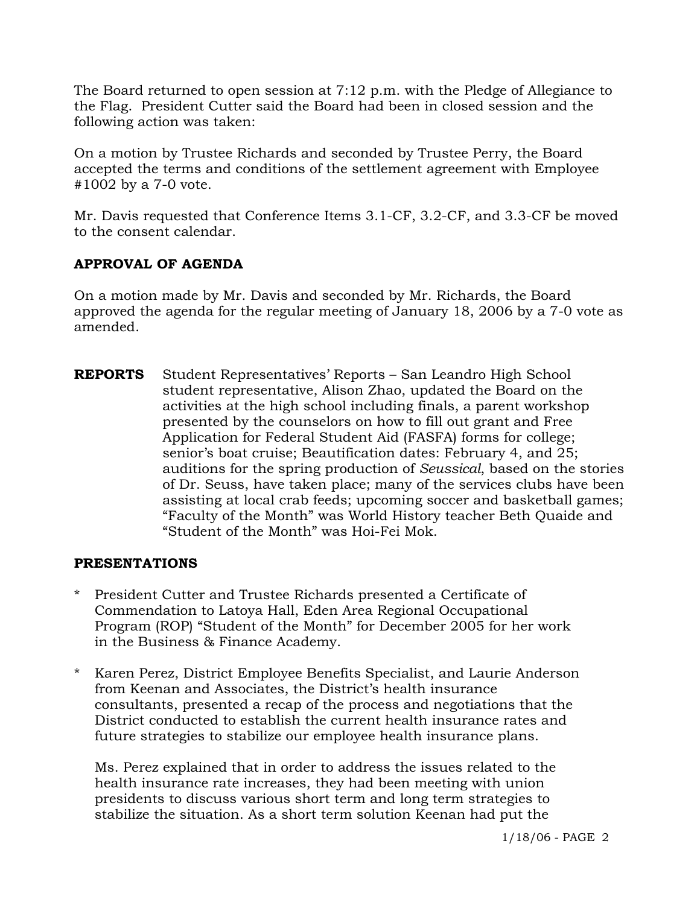The Board returned to open session at 7:12 p.m. with the Pledge of Allegiance to the Flag. President Cutter said the Board had been in closed session and the following action was taken:

On a motion by Trustee Richards and seconded by Trustee Perry, the Board accepted the terms and conditions of the settlement agreement with Employee #1002 by a 7-0 vote.

Mr. Davis requested that Conference Items 3.1-CF, 3.2-CF, and 3.3-CF be moved to the consent calendar.

**APPROVAL OF AGENDA**

On a motion made by Mr. Davis and seconded by Mr. Richards, the Board approved the agenda for the regular meeting of January 18, 2006 by a 7-0 vote as amended.

**REPORTS** Student Representatives' Reports – San Leandro High School student representative, Alison Zhao, updated the Board on the activities at the high school including finals, a parent workshop presented by the counselors on how to fill out grant and Free Application for Federal Student Aid (FASFA) forms for college; senior's boat cruise; Beautification dates: February 4, and 25; auditions for the spring production of *Seussical*, based on the stories of Dr. Seuss, have taken place; many of the services clubs have been assisting at local crab feeds; upcoming soccer and basketball games; "Faculty of the Month" was World History teacher Beth Quaide and "Student of the Month" was Hoi-Fei Mok.

**PRESENTATIONS**

* President Cutter and Trustee Richards presented a Certificate of Commendation to Latoya Hall, Eden Area Regional Occupational Program (ROP) "Student of the Month" for December 2005 for her work in the Business & Finance Academy.

* Karen Perez, District Employee Benefits Specialist, and Laurie Anderson from Keenan and Associates, the District's health insurance consultants, presented a recap of the process and negotiations that the District conducted to establish the current health insurance rates and future strategies to stabilize our employee health insurance plans.

  Ms. Perez explained that in order to address the issues related to the health insurance rate increases, they had been meeting with union presidents to discuss various short term and long term strategies to stabilize the situation. As a short term solution Keenan had put the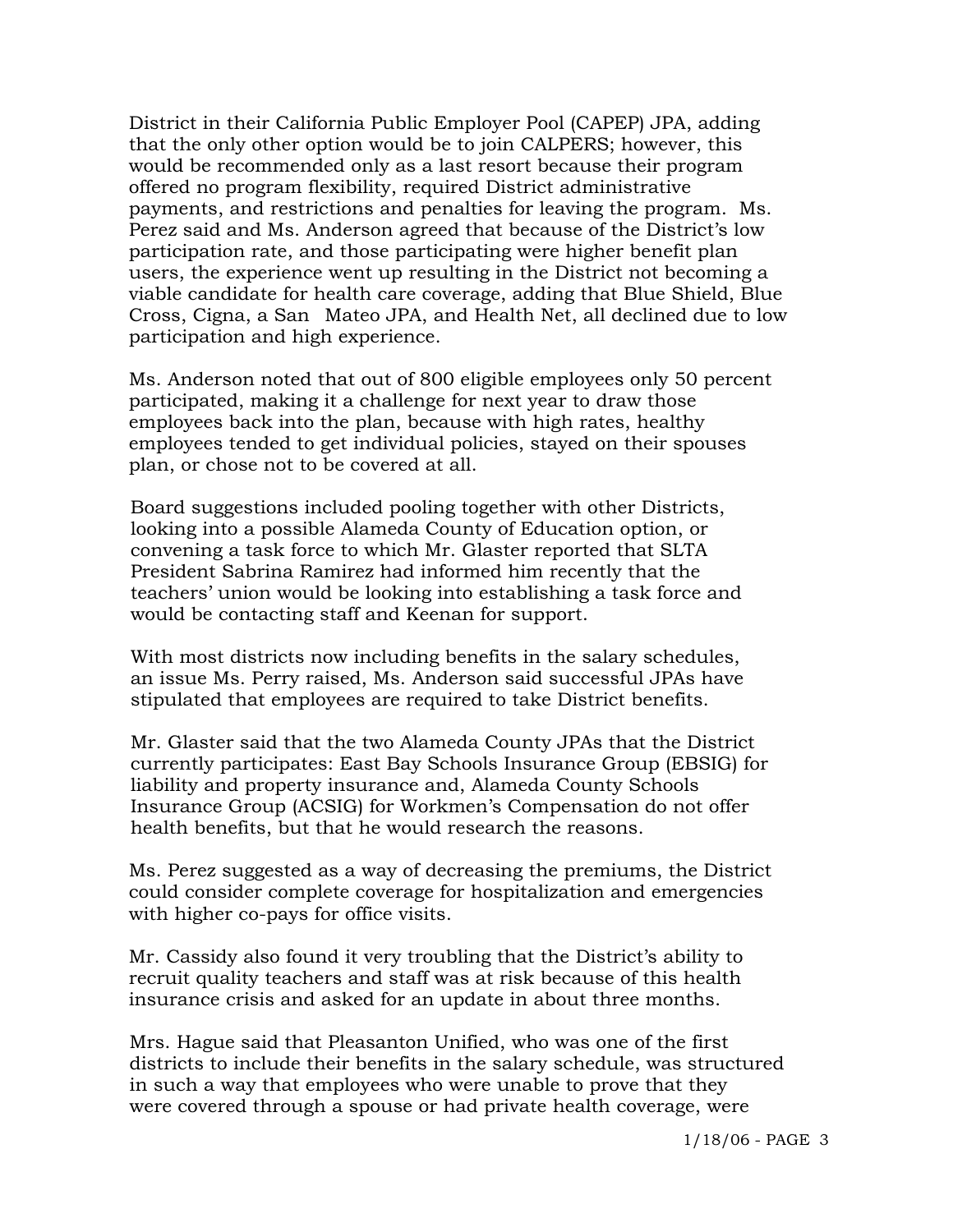District in their California Public Employer Pool (CAPEP) JPA, adding that the only other option would be to join CALPERS; however, this would be recommended only as a last resort because their program offered no program flexibility, required District administrative payments, and restrictions and penalties for leaving the program. Ms. Perez said and Ms. Anderson agreed that because of the District's low participation rate, and those participating were higher benefit plan users, the experience went up resulting in the District not becoming a viable candidate for health care coverage, adding that Blue Shield, Blue Cross, Cigna, a San Mateo JPA, and Health Net, all declined due to low participation and high experience.

Ms. Anderson noted that out of 800 eligible employees only 50 percent participated, making it a challenge for next year to draw those employees back into the plan, because with high rates, healthy employees tended to get individual policies, stayed on their spouses plan, or chose not to be covered at all.

Board suggestions included pooling together with other Districts, looking into a possible Alameda County of Education option, or convening a task force to which Mr. Glaster reported that SLTA President Sabrina Ramirez had informed him recently that the teachers' union would be looking into establishing a task force and would be contacting staff and Keenan for support.

With most districts now including benefits in the salary schedules, an issue Ms. Perry raised, Ms. Anderson said successful JPAs have stipulated that employees are required to take District benefits.

Mr. Glaster said that the two Alameda County JPAs that the District currently participates: East Bay Schools Insurance Group (EBSIG) for liability and property insurance and, Alameda County Schools Insurance Group (ACSIG) for Workmen's Compensation do not offer health benefits, but that he would research the reasons.

Ms. Perez suggested as a way of decreasing the premiums, the District could consider complete coverage for hospitalization and emergencies with higher co-pays for office visits.

Mr. Cassidy also found it very troubling that the District's ability to recruit quality teachers and staff was at risk because of this health insurance crisis and asked for an update in about three months.

Mrs. Hague said that Pleasanton Unified, who was one of the first districts to include their benefits in the salary schedule, was structured in such a way that employees who were unable to prove that they were covered through a spouse or had private health coverage, were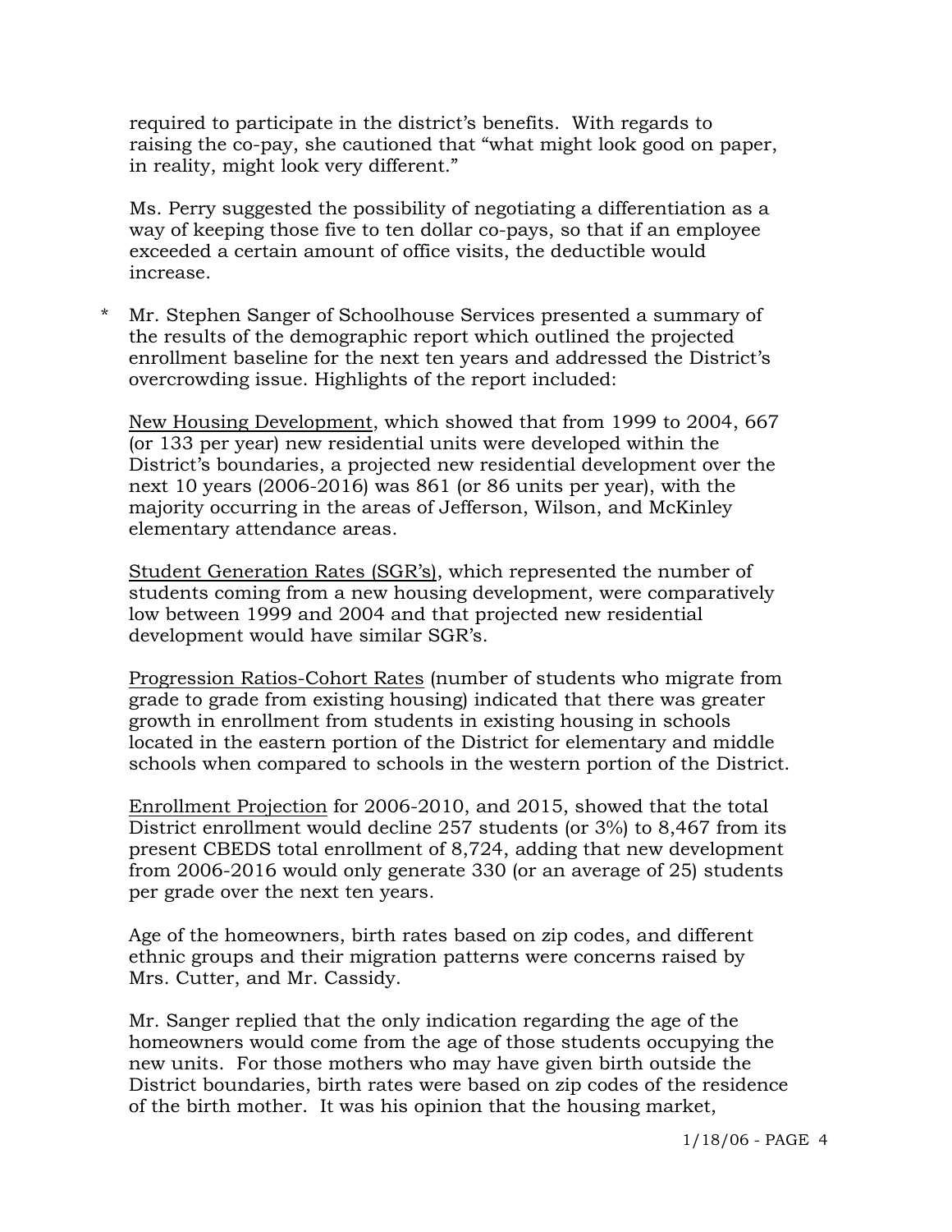required to participate in the district's benefits. With regards to raising the co-pay, she cautioned that "what might look good on paper, in reality, might look very different."

Ms. Perry suggested the possibility of negotiating a differentiation as a way of keeping those five to ten dollar co-pays, so that if an employee exceeded a certain amount of office visits, the deductible would increase.

* Mr. Stephen Sanger of Schoolhouse Services presented a summary of the results of the demographic report which outlined the projected enrollment baseline for the next ten years and addressed the District's overcrowding issue. Highlights of the report included:

  New Housing Development, which showed that from 1999 to 2004, 667 (or 133 per year) new residential units were developed within the District's boundaries, a projected new residential development over the next 10 years (2006-2016) was 861 (or 86 units per year), with the majority occurring in the areas of Jefferson, Wilson, and McKinley elementary attendance areas.

  Student Generation Rates (SGR's), which represented the number of students coming from a new housing development, were comparatively low between 1999 and 2004 and that projected new residential development would have similar SGR's.

  Progression Ratios-Cohort Rates (number of students who migrate from grade to grade from existing housing) indicated that there was greater growth in enrollment from students in existing housing in schools located in the eastern portion of the District for elementary and middle schools when compared to schools in the western portion of the District.

  Enrollment Projection for 2006-2010, and 2015, showed that the total District enrollment would decline 257 students (or 3%) to 8,467 from its present CBEDS total enrollment of 8,724, adding that new development from 2006-2016 would only generate 330 (or an average of 25) students per grade over the next ten years.

  Age of the homeowners, birth rates based on zip codes, and different ethnic groups and their migration patterns were concerns raised by Mrs. Cutter, and Mr. Cassidy.

  Mr. Sanger replied that the only indication regarding the age of the homeowners would come from the age of those students occupying the new units. For those mothers who may have given birth outside the District boundaries, birth rates were based on zip codes of the residence of the birth mother. It was his opinion that the housing market,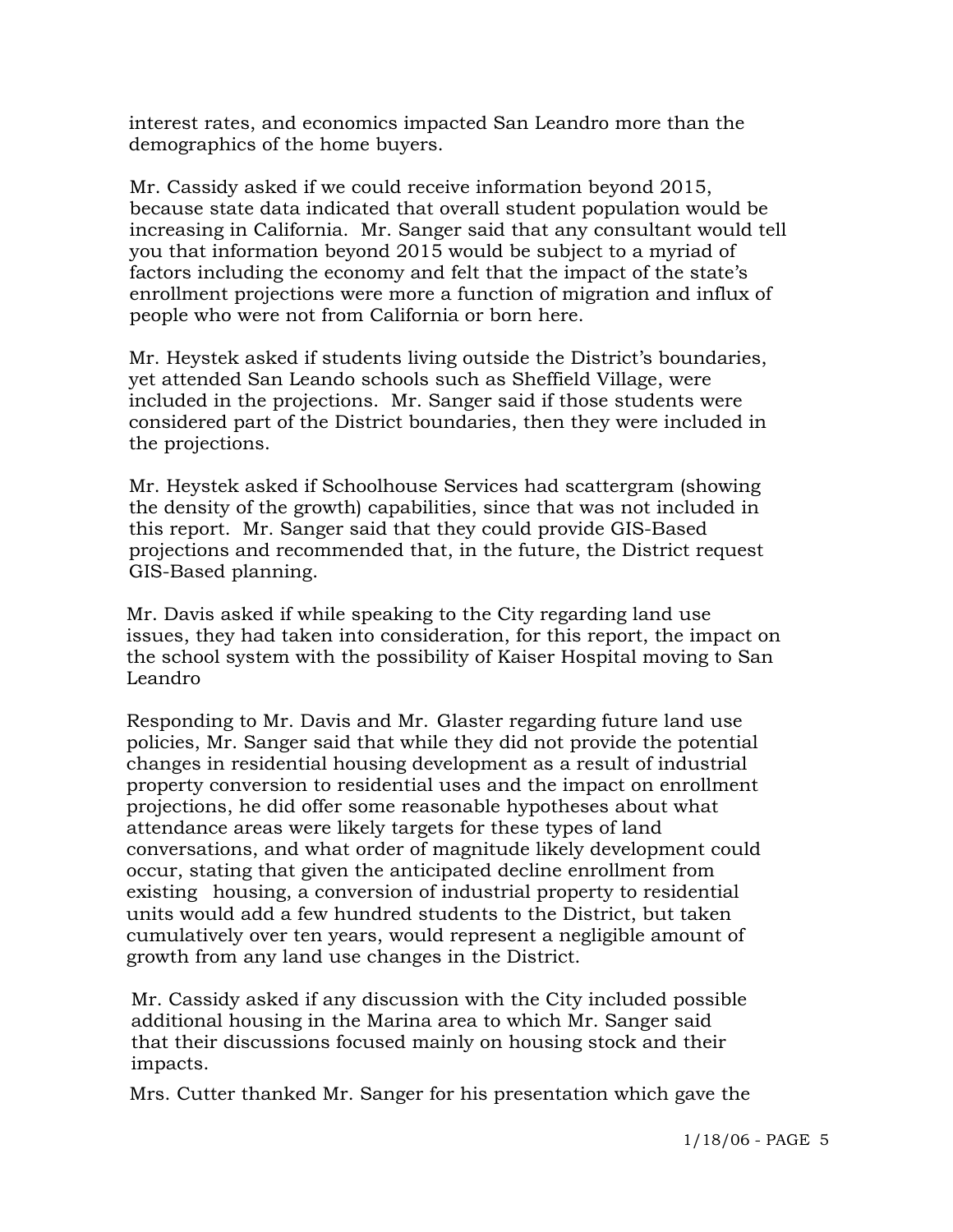interest rates, and economics impacted San Leandro more than the demographics of the home buyers.

Mr. Cassidy asked if we could receive information beyond 2015, because state data indicated that overall student population would be increasing in California. Mr. Sanger said that any consultant would tell you that information beyond 2015 would be subject to a myriad of factors including the economy and felt that the impact of the state's enrollment projections were more a function of migration and influx of people who were not from California or born here.

Mr. Heystek asked if students living outside the District's boundaries, yet attended San Leando schools such as Sheffield Village, were included in the projections. Mr. Sanger said if those students were considered part of the District boundaries, then they were included in the projections.

Mr. Heystek asked if Schoolhouse Services had scattergram (showing the density of the growth) capabilities, since that was not included in this report. Mr. Sanger said that they could provide GIS-Based projections and recommended that, in the future, the District request GIS-Based planning.

Mr. Davis asked if while speaking to the City regarding land use issues, they had taken into consideration, for this report, the impact on the school system with the possibility of Kaiser Hospital moving to San Leandro

Responding to Mr. Davis and Mr. Glaster regarding future land use policies, Mr. Sanger said that while they did not provide the potential changes in residential housing development as a result of industrial property conversion to residential uses and the impact on enrollment projections, he did offer some reasonable hypotheses about what attendance areas were likely targets for these types of land conversations, and what order of magnitude likely development could occur, stating that given the anticipated decline enrollment from existing housing, a conversion of industrial property to residential units would add a few hundred students to the District, but taken cumulatively over ten years, would represent a negligible amount of growth from any land use changes in the District.

Mr. Cassidy asked if any discussion with the City included possible additional housing in the Marina area to which Mr. Sanger said that their discussions focused mainly on housing stock and their impacts.

Mrs. Cutter thanked Mr. Sanger for his presentation which gave the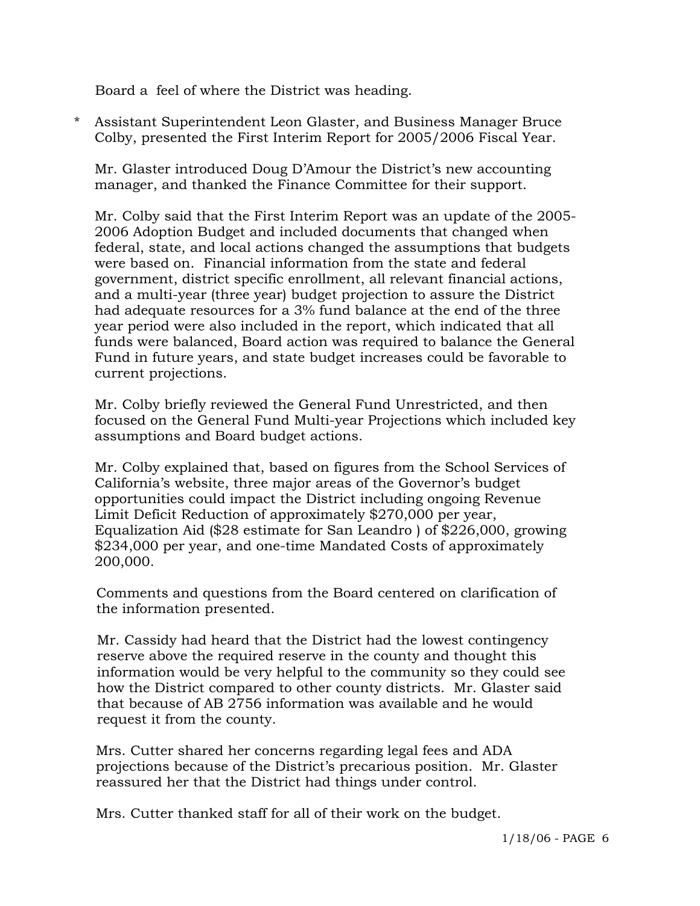Board a feel of where the District was heading.

* Assistant Superintendent Leon Glaster, and Business Manager Bruce Colby, presented the First Interim Report for 2005/2006 Fiscal Year.

  Mr. Glaster introduced Doug D'Amour the District's new accounting manager, and thanked the Finance Committee for their support.

  Mr. Colby said that the First Interim Report was an update of the 2005-2006 Adoption Budget and included documents that changed when federal, state, and local actions changed the assumptions that budgets were based on. Financial information from the state and federal government, district specific enrollment, all relevant financial actions, and a multi-year (three year) budget projection to assure the District had adequate resources for a 3% fund balance at the end of the three year period were also included in the report, which indicated that all funds were balanced, Board action was required to balance the General Fund in future years, and state budget increases could be favorable to current projections.

  Mr. Colby briefly reviewed the General Fund Unrestricted, and then focused on the General Fund Multi-year Projections which included key assumptions and Board budget actions.

  Mr. Colby explained that, based on figures from the School Services of California's website, three major areas of the Governor's budget opportunities could impact the District including ongoing Revenue Limit Deficit Reduction of approximately $270,000 per year, Equalization Aid ($28 estimate for San Leandro ) of $226,000, growing $234,000 per year, and one-time Mandated Costs of approximately 200,000.

  Comments and questions from the Board centered on clarification of the information presented.

  Mr. Cassidy had heard that the District had the lowest contingency reserve above the required reserve in the county and thought this information would be very helpful to the community so they could see how the District compared to other county districts. Mr. Glaster said that because of AB 2756 information was available and he would request it from the county.

  Mrs. Cutter shared her concerns regarding legal fees and ADA projections because of the District's precarious position. Mr. Glaster reassured her that the District had things under control.

  Mrs. Cutter thanked staff for all of their work on the budget.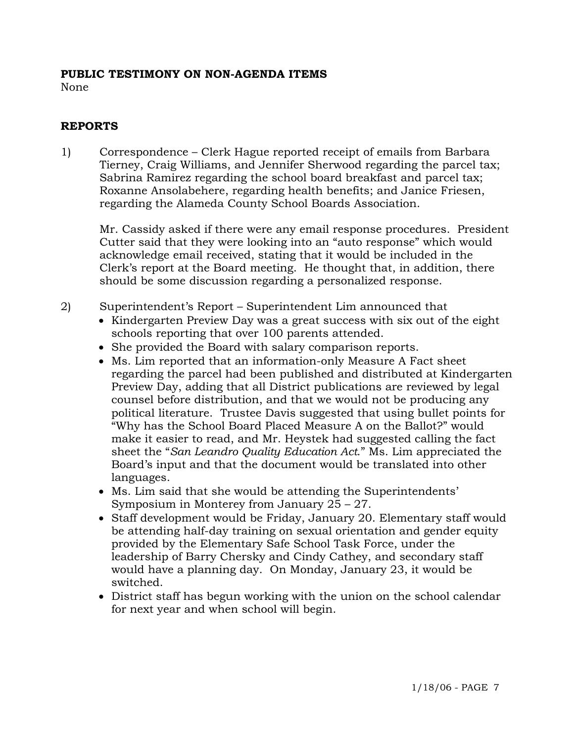**PUBLIC TESTIMONY ON NON-AGENDA ITEMS**

None

**REPORTS**

1) Correspondence – Clerk Hague reported receipt of emails from Barbara Tierney, Craig Williams, and Jennifer Sherwood regarding the parcel tax; Sabrina Ramirez regarding the school board breakfast and parcel tax; Roxanne Ansolabehere, regarding health benefits; and Janice Friesen, regarding the Alameda County School Boards Association.

   Mr. Cassidy asked if there were any email response procedures. President Cutter said that they were looking into an "auto response" which would acknowledge email received, stating that it would be included in the Clerk's report at the Board meeting. He thought that, in addition, there should be some discussion regarding a personalized response.

2) Superintendent's Report – Superintendent Lim announced that
   - Kindergarten Preview Day was a great success with six out of the eight schools reporting that over 100 parents attended.
   - She provided the Board with salary comparison reports.
   - Ms. Lim reported that an information-only Measure A Fact sheet regarding the parcel had been published and distributed at Kindergarten Preview Day, adding that all District publications are reviewed by legal counsel before distribution, and that we would not be producing any political literature. Trustee Davis suggested that using bullet points for "Why has the School Board Placed Measure A on the Ballot?" would make it easier to read, and Mr. Heystek had suggested calling the fact sheet the "*San Leandro Quality Education Act*." Ms. Lim appreciated the Board's input and that the document would be translated into other languages.
   - Ms. Lim said that she would be attending the Superintendents' Symposium in Monterey from January 25 – 27.
   - Staff development would be Friday, January 20. Elementary staff would be attending half-day training on sexual orientation and gender equity provided by the Elementary Safe School Task Force, under the leadership of Barry Chersky and Cindy Cathey, and secondary staff would have a planning day. On Monday, January 23, it would be switched.
   - District staff has begun working with the union on the school calendar for next year and when school will begin.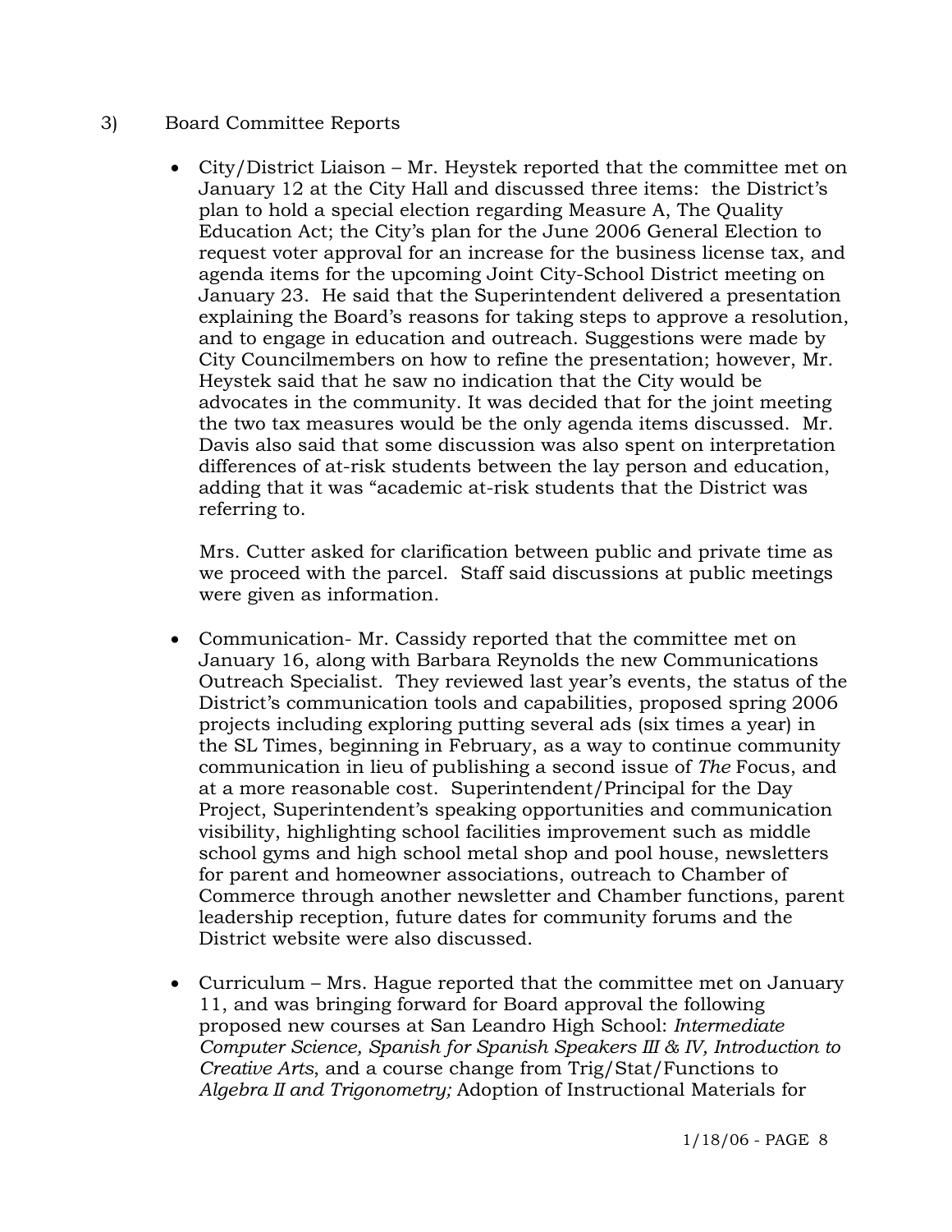3) Board Committee Reports

- City/District Liaison – Mr. Heystek reported that the committee met on January 12 at the City Hall and discussed three items: the District's plan to hold a special election regarding Measure A, The Quality Education Act; the City's plan for the June 2006 General Election to request voter approval for an increase for the business license tax, and agenda items for the upcoming Joint City-School District meeting on January 23. He said that the Superintendent delivered a presentation explaining the Board's reasons for taking steps to approve a resolution, and to engage in education and outreach. Suggestions were made by City Councilmembers on how to refine the presentation; however, Mr. Heystek said that he saw no indication that the City would be advocates in the community. It was decided that for the joint meeting the two tax measures would be the only agenda items discussed. Mr. Davis also said that some discussion was also spent on interpretation differences of at-risk students between the lay person and education, adding that it was "academic at-risk students that the District was referring to.

  Mrs. Cutter asked for clarification between public and private time as we proceed with the parcel. Staff said discussions at public meetings were given as information.

- Communication- Mr. Cassidy reported that the committee met on January 16, along with Barbara Reynolds the new Communications Outreach Specialist. They reviewed last year's events, the status of the District's communication tools and capabilities, proposed spring 2006 projects including exploring putting several ads (six times a year) in the SL Times, beginning in February, as a way to continue community communication in lieu of publishing a second issue of *The* Focus, and at a more reasonable cost. Superintendent/Principal for the Day Project, Superintendent's speaking opportunities and communication visibility, highlighting school facilities improvement such as middle school gyms and high school metal shop and pool house, newsletters for parent and homeowner associations, outreach to Chamber of Commerce through another newsletter and Chamber functions, parent leadership reception, future dates for community forums and the District website were also discussed.

- Curriculum – Mrs. Hague reported that the committee met on January 11, and was bringing forward for Board approval the following proposed new courses at San Leandro High School: *Intermediate Computer Science, Spanish for Spanish Speakers III & IV, Introduction to Creative Arts*, and a course change from Trig/Stat/Functions to *Algebra II and Trigonometry;* Adoption of Instructional Materials for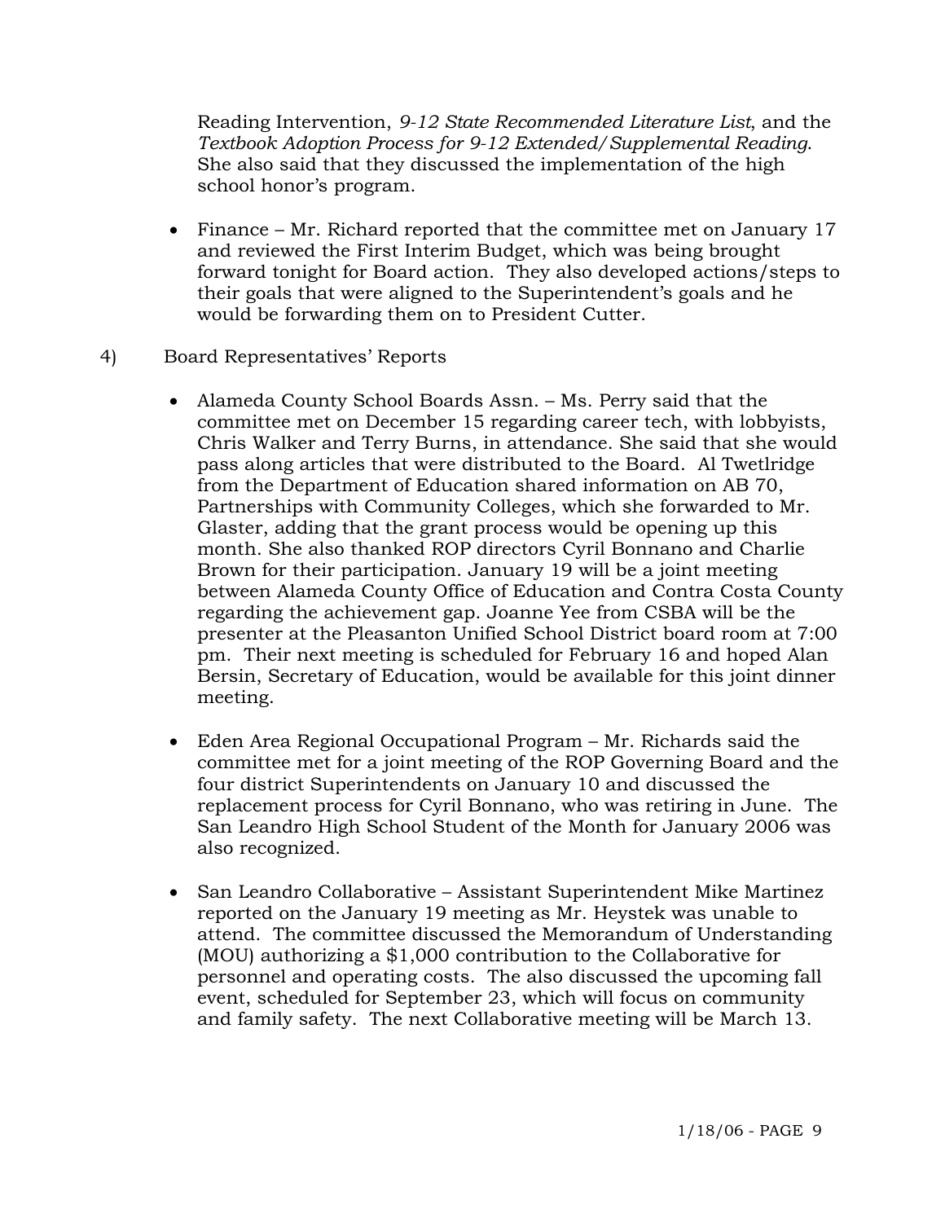Reading Intervention, *9-12 State Recommended Literature List*, and the *Textbook Adoption Process for 9-12 Extended/Supplemental Reading*. She also said that they discussed the implementation of the high school honor's program.

- Finance – Mr. Richard reported that the committee met on January 17 and reviewed the First Interim Budget, which was being brought forward tonight for Board action. They also developed actions/steps to their goals that were aligned to the Superintendent's goals and he would be forwarding them on to President Cutter.

4) Board Representatives' Reports

- Alameda County School Boards Assn. – Ms. Perry said that the committee met on December 15 regarding career tech, with lobbyists, Chris Walker and Terry Burns, in attendance. She said that she would pass along articles that were distributed to the Board. Al Twetlridge from the Department of Education shared information on AB 70, Partnerships with Community Colleges, which she forwarded to Mr. Glaster, adding that the grant process would be opening up this month. She also thanked ROP directors Cyril Bonnano and Charlie Brown for their participation. January 19 will be a joint meeting between Alameda County Office of Education and Contra Costa County regarding the achievement gap. Joanne Yee from CSBA will be the presenter at the Pleasanton Unified School District board room at 7:00 pm. Their next meeting is scheduled for February 16 and hoped Alan Bersin, Secretary of Education, would be available for this joint dinner meeting.

- Eden Area Regional Occupational Program – Mr. Richards said the committee met for a joint meeting of the ROP Governing Board and the four district Superintendents on January 10 and discussed the replacement process for Cyril Bonnano, who was retiring in June. The San Leandro High School Student of the Month for January 2006 was also recognized.

- San Leandro Collaborative – Assistant Superintendent Mike Martinez reported on the January 19 meeting as Mr. Heystek was unable to attend. The committee discussed the Memorandum of Understanding (MOU) authorizing a $1,000 contribution to the Collaborative for personnel and operating costs. The also discussed the upcoming fall event, scheduled for September 23, which will focus on community and family safety. The next Collaborative meeting will be March 13.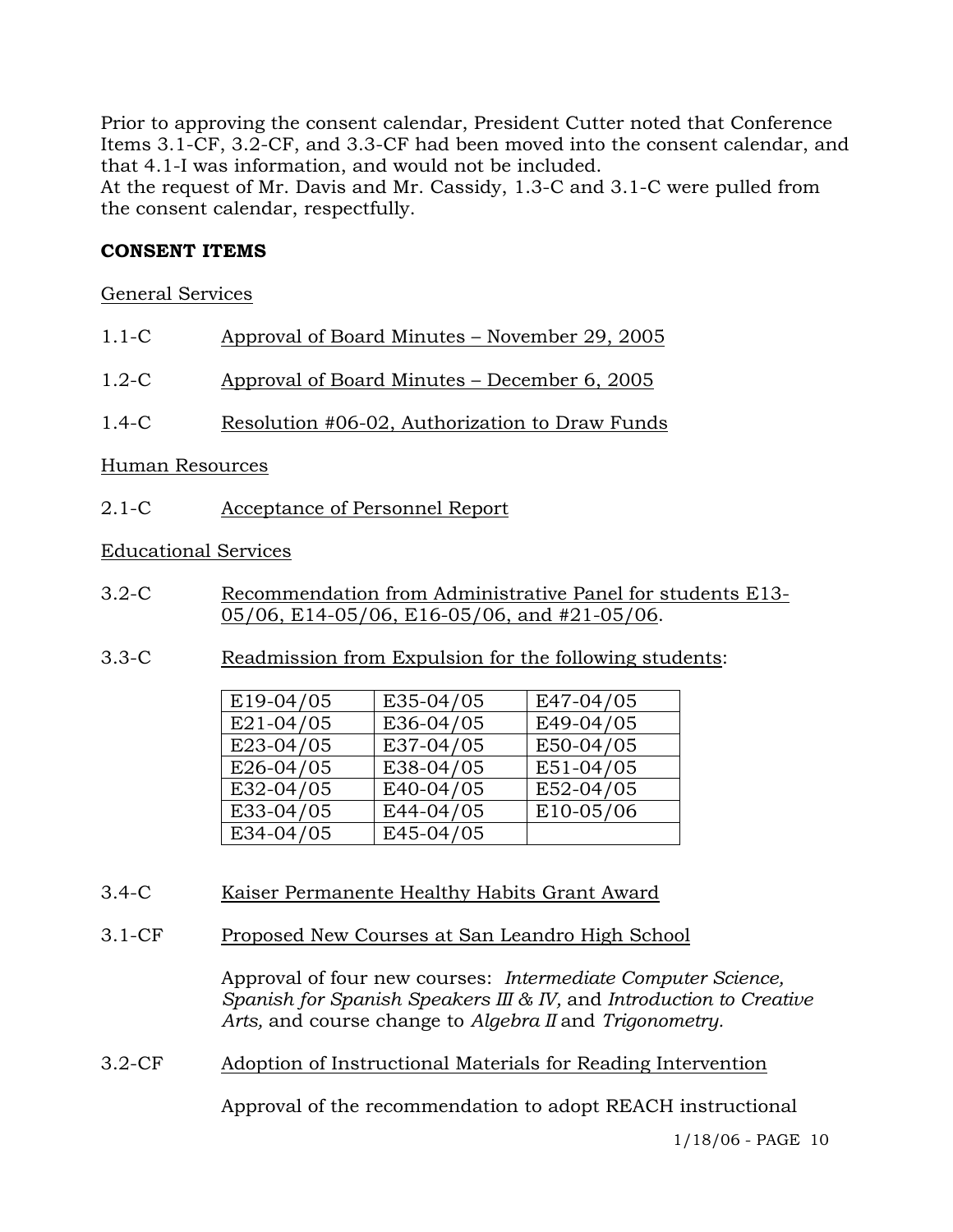Prior to approving the consent calendar, President Cutter noted that Conference Items 3.1-CF, 3.2-CF, and 3.3-CF had been moved into the consent calendar, and that 4.1-I was information, and would not be included.
At the request of Mr. Davis and Mr. Cassidy, 1.3-C and 3.1-C were pulled from the consent calendar, respectfully.

**CONSENT ITEMS**

General Services

1.1-C Approval of Board Minutes – November 29, 2005

1.2-C Approval of Board Minutes – December 6, 2005

1.4-C Resolution #06-02, Authorization to Draw Funds

Human Resources

2.1-C Acceptance of Personnel Report

Educational Services

3.2-C Recommendation from Administrative Panel for students E13-05/06, E14-05/06, E16-05/06, and #21-05/06.

3.3-C Readmission from Expulsion for the following students:

| | | |
|---|---|---|
| E19-04/05 | E35-04/05 | E47-04/05 |
| E21-04/05 | E36-04/05 | E49-04/05 |
| E23-04/05 | E37-04/05 | E50-04/05 |
| E26-04/05 | E38-04/05 | E51-04/05 |
| E32-04/05 | E40-04/05 | E52-04/05 |
| E33-04/05 | E44-04/05 | E10-05/06 |
| E34-04/05 | E45-04/05 | |

3.4-C Kaiser Permanente Healthy Habits Grant Award

3.1-CF Proposed New Courses at San Leandro High School

Approval of four new courses: *Intermediate Computer Science, Spanish for Spanish Speakers III & IV,* and *Introduction to Creative Arts,* and course change to *Algebra II* and *Trigonometry.*

3.2-CF Adoption of Instructional Materials for Reading Intervention

Approval of the recommendation to adopt REACH instructional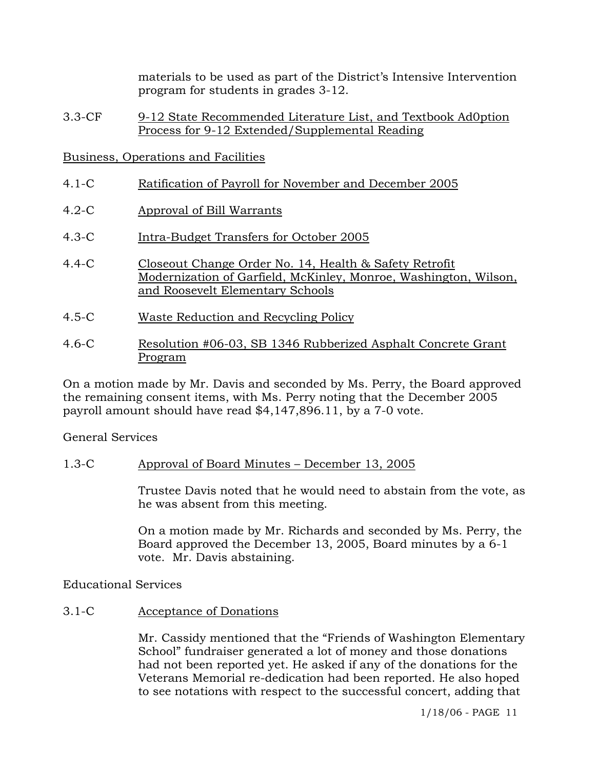materials to be used as part of the District's Intensive Intervention program for students in grades 3-12.

3.3-CF 9-12 State Recommended Literature List, and Textbook Ad0ption Process for 9-12 Extended/Supplemental Reading

Business, Operations and Facilities

4.1-C Ratification of Payroll for November and December 2005

4.2-C Approval of Bill Warrants

4.3-C Intra-Budget Transfers for October 2005

4.4-C Closeout Change Order No. 14, Health & Safety Retrofit Modernization of Garfield, McKinley, Monroe, Washington, Wilson, and Roosevelt Elementary Schools

4.5-C Waste Reduction and Recycling Policy

4.6-C Resolution #06-03, SB 1346 Rubberized Asphalt Concrete Grant Program

On a motion made by Mr. Davis and seconded by Ms. Perry, the Board approved the remaining consent items, with Ms. Perry noting that the December 2005 payroll amount should have read $4,147,896.11, by a 7-0 vote.

General Services

1.3-C Approval of Board Minutes – December 13, 2005

Trustee Davis noted that he would need to abstain from the vote, as he was absent from this meeting.

On a motion made by Mr. Richards and seconded by Ms. Perry, the Board approved the December 13, 2005, Board minutes by a 6-1 vote. Mr. Davis abstaining.

Educational Services

3.1-C Acceptance of Donations

Mr. Cassidy mentioned that the "Friends of Washington Elementary School" fundraiser generated a lot of money and those donations had not been reported yet. He asked if any of the donations for the Veterans Memorial re-dedication had been reported. He also hoped to see notations with respect to the successful concert, adding that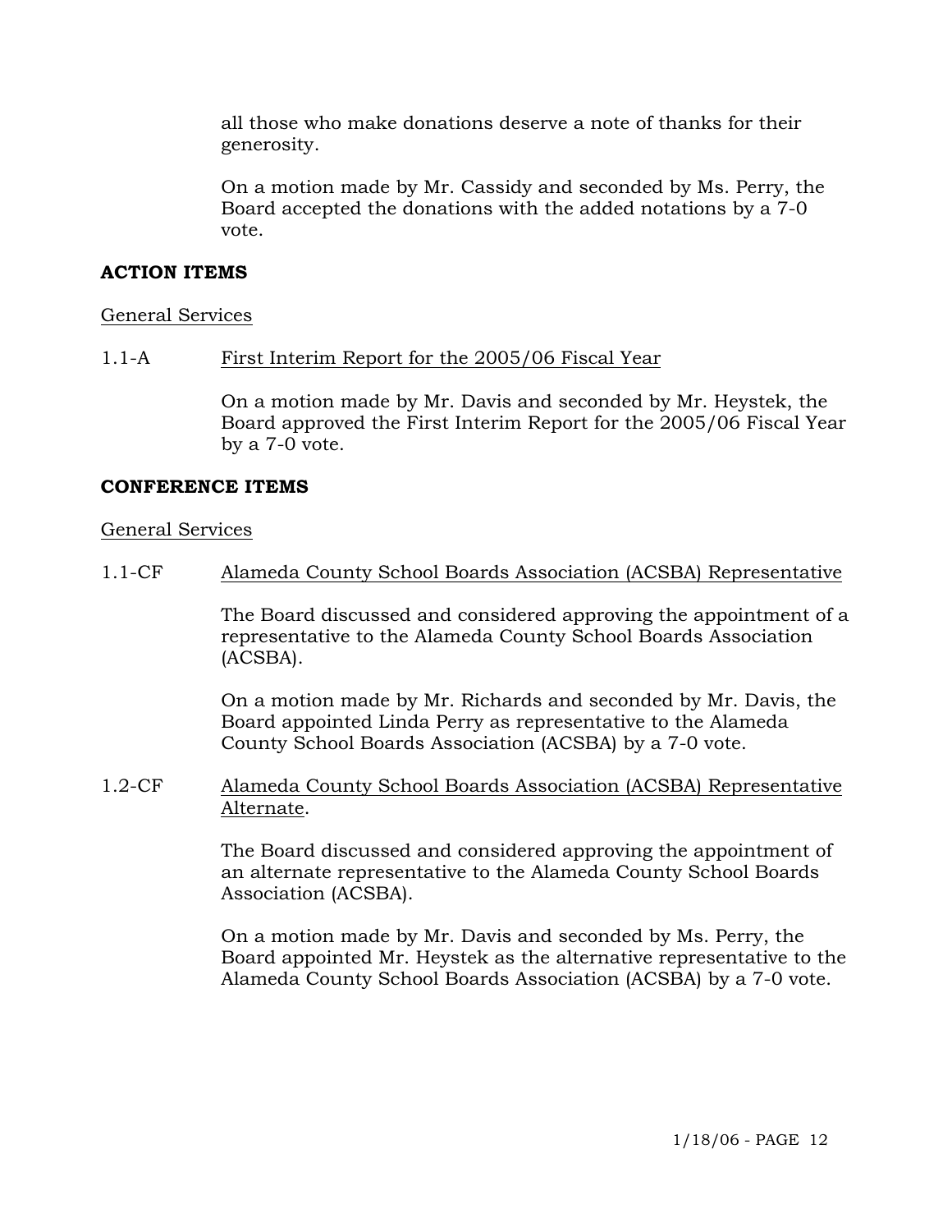all those who make donations deserve a note of thanks for their generosity.

On a motion made by Mr. Cassidy and seconded by Ms. Perry, the Board accepted the donations with the added notations by a 7-0 vote.

**ACTION ITEMS**

General Services

1.1-A First Interim Report for the 2005/06 Fiscal Year

On a motion made by Mr. Davis and seconded by Mr. Heystek, the Board approved the First Interim Report for the 2005/06 Fiscal Year by a 7-0 vote.

**CONFERENCE ITEMS**

General Services

1.1-CF Alameda County School Boards Association (ACSBA) Representative

The Board discussed and considered approving the appointment of a representative to the Alameda County School Boards Association (ACSBA).

On a motion made by Mr. Richards and seconded by Mr. Davis, the Board appointed Linda Perry as representative to the Alameda County School Boards Association (ACSBA) by a 7-0 vote.

1.2-CF Alameda County School Boards Association (ACSBA) Representative Alternate.

The Board discussed and considered approving the appointment of an alternate representative to the Alameda County School Boards Association (ACSBA).

On a motion made by Mr. Davis and seconded by Ms. Perry, the Board appointed Mr. Heystek as the alternative representative to the Alameda County School Boards Association (ACSBA) by a 7-0 vote.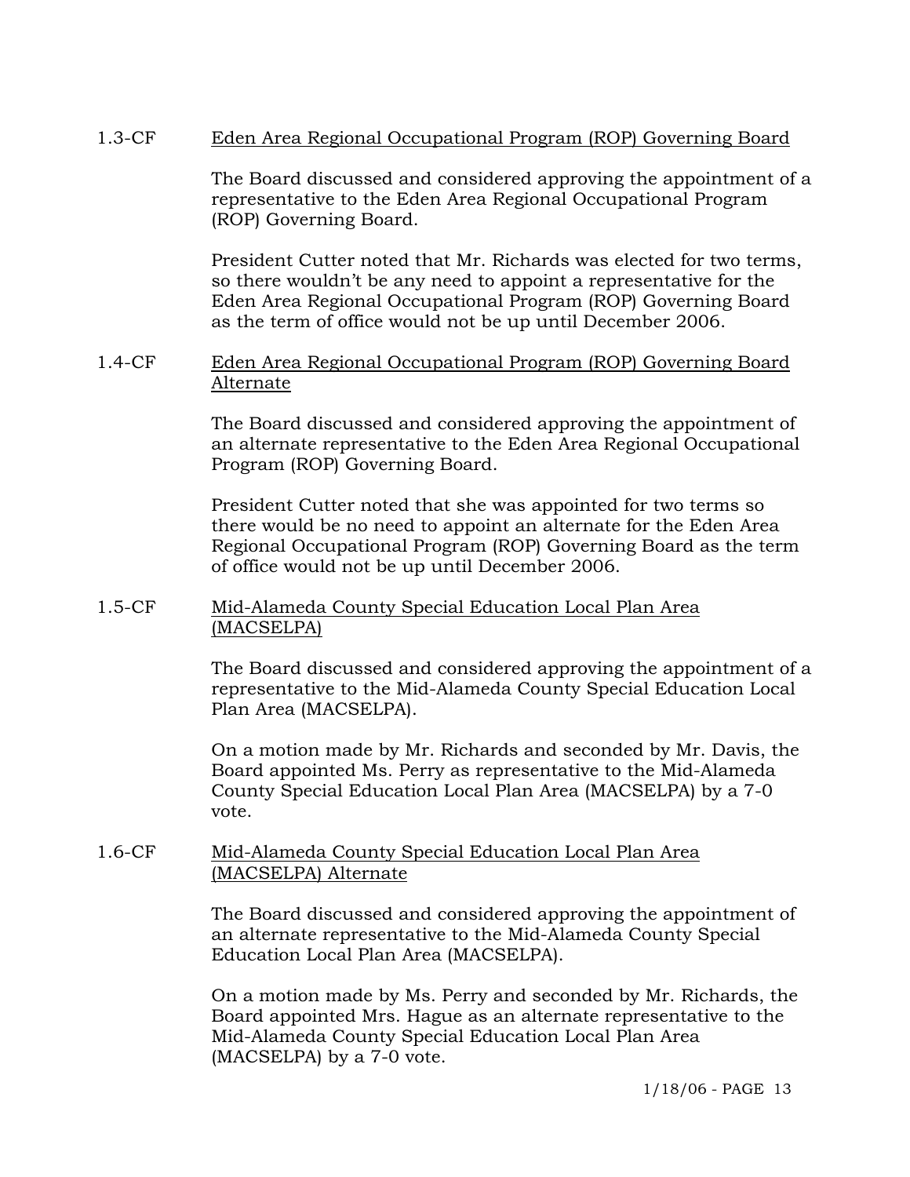1.3-CF Eden Area Regional Occupational Program (ROP) Governing Board

The Board discussed and considered approving the appointment of a representative to the Eden Area Regional Occupational Program (ROP) Governing Board.

President Cutter noted that Mr. Richards was elected for two terms, so there wouldn't be any need to appoint a representative for the Eden Area Regional Occupational Program (ROP) Governing Board as the term of office would not be up until December 2006.

1.4-CF Eden Area Regional Occupational Program (ROP) Governing Board Alternate

The Board discussed and considered approving the appointment of an alternate representative to the Eden Area Regional Occupational Program (ROP) Governing Board.

President Cutter noted that she was appointed for two terms so there would be no need to appoint an alternate for the Eden Area Regional Occupational Program (ROP) Governing Board as the term of office would not be up until December 2006.

1.5-CF Mid-Alameda County Special Education Local Plan Area (MACSELPA)

The Board discussed and considered approving the appointment of a representative to the Mid-Alameda County Special Education Local Plan Area (MACSELPA).

On a motion made by Mr. Richards and seconded by Mr. Davis, the Board appointed Ms. Perry as representative to the Mid-Alameda County Special Education Local Plan Area (MACSELPA) by a 7-0 vote.

1.6-CF Mid-Alameda County Special Education Local Plan Area (MACSELPA) Alternate

The Board discussed and considered approving the appointment of an alternate representative to the Mid-Alameda County Special Education Local Plan Area (MACSELPA).

On a motion made by Ms. Perry and seconded by Mr. Richards, the Board appointed Mrs. Hague as an alternate representative to the Mid-Alameda County Special Education Local Plan Area (MACSELPA) by a 7-0 vote.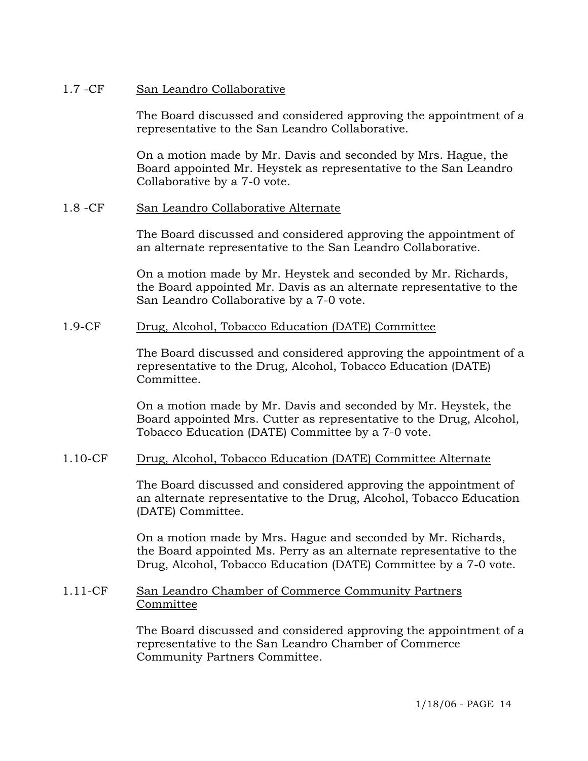1.7 -CF San Leandro Collaborative

The Board discussed and considered approving the appointment of a representative to the San Leandro Collaborative.

On a motion made by Mr. Davis and seconded by Mrs. Hague, the Board appointed Mr. Heystek as representative to the San Leandro Collaborative by a 7-0 vote.

1.8 -CF San Leandro Collaborative Alternate

The Board discussed and considered approving the appointment of an alternate representative to the San Leandro Collaborative.

On a motion made by Mr. Heystek and seconded by Mr. Richards, the Board appointed Mr. Davis as an alternate representative to the San Leandro Collaborative by a 7-0 vote.

1.9-CF Drug, Alcohol, Tobacco Education (DATE) Committee

The Board discussed and considered approving the appointment of a representative to the Drug, Alcohol, Tobacco Education (DATE) Committee.

On a motion made by Mr. Davis and seconded by Mr. Heystek, the Board appointed Mrs. Cutter as representative to the Drug, Alcohol, Tobacco Education (DATE) Committee by a 7-0 vote.

1.10-CF Drug, Alcohol, Tobacco Education (DATE) Committee Alternate

The Board discussed and considered approving the appointment of an alternate representative to the Drug, Alcohol, Tobacco Education (DATE) Committee.

On a motion made by Mrs. Hague and seconded by Mr. Richards, the Board appointed Ms. Perry as an alternate representative to the Drug, Alcohol, Tobacco Education (DATE) Committee by a 7-0 vote.

1.11-CF San Leandro Chamber of Commerce Community Partners Committee

The Board discussed and considered approving the appointment of a representative to the San Leandro Chamber of Commerce Community Partners Committee.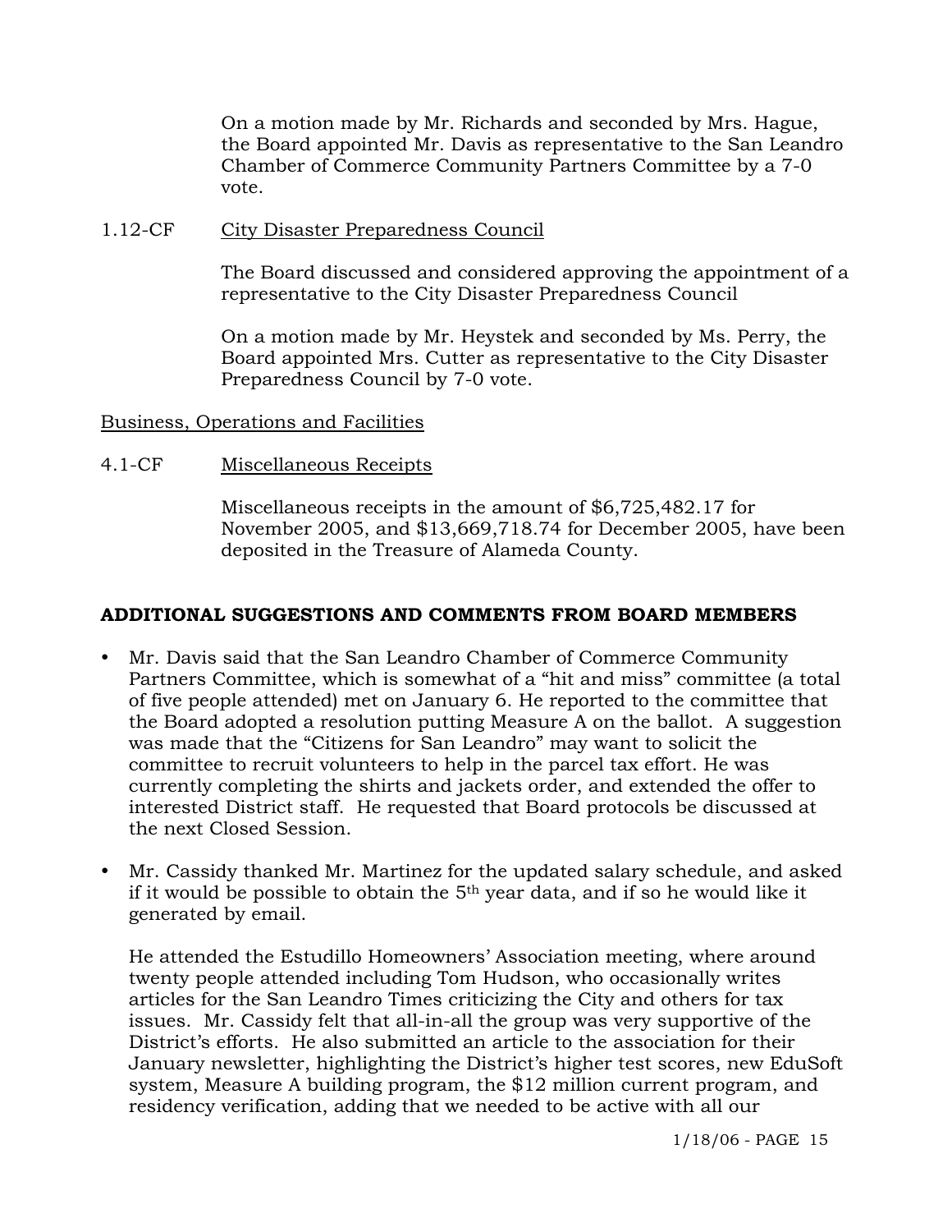On a motion made by Mr. Richards and seconded by Mrs. Hague, the Board appointed Mr. Davis as representative to the San Leandro Chamber of Commerce Community Partners Committee by a 7-0 vote.

1.12-CF City Disaster Preparedness Council

The Board discussed and considered approving the appointment of a representative to the City Disaster Preparedness Council

On a motion made by Mr. Heystek and seconded by Ms. Perry, the Board appointed Mrs. Cutter as representative to the City Disaster Preparedness Council by 7-0 vote.

Business, Operations and Facilities

4.1-CF Miscellaneous Receipts

Miscellaneous receipts in the amount of $6,725,482.17 for November 2005, and $13,669,718.74 for December 2005, have been deposited in the Treasure of Alameda County.

## ADDITIONAL SUGGESTIONS AND COMMENTS FROM BOARD MEMBERS

- Mr. Davis said that the San Leandro Chamber of Commerce Community Partners Committee, which is somewhat of a "hit and miss" committee (a total of five people attended) met on January 6. He reported to the committee that the Board adopted a resolution putting Measure A on the ballot. A suggestion was made that the "Citizens for San Leandro" may want to solicit the committee to recruit volunteers to help in the parcel tax effort. He was currently completing the shirts and jackets order, and extended the offer to interested District staff. He requested that Board protocols be discussed at the next Closed Session.

- Mr. Cassidy thanked Mr. Martinez for the updated salary schedule, and asked if it would be possible to obtain the 5th year data, and if so he would like it generated by email.

  He attended the Estudillo Homeowners' Association meeting, where around twenty people attended including Tom Hudson, who occasionally writes articles for the San Leandro Times criticizing the City and others for tax issues. Mr. Cassidy felt that all-in-all the group was very supportive of the District's efforts. He also submitted an article to the association for their January newsletter, highlighting the District's higher test scores, new EduSoft system, Measure A building program, the $12 million current program, and residency verification, adding that we needed to be active with all our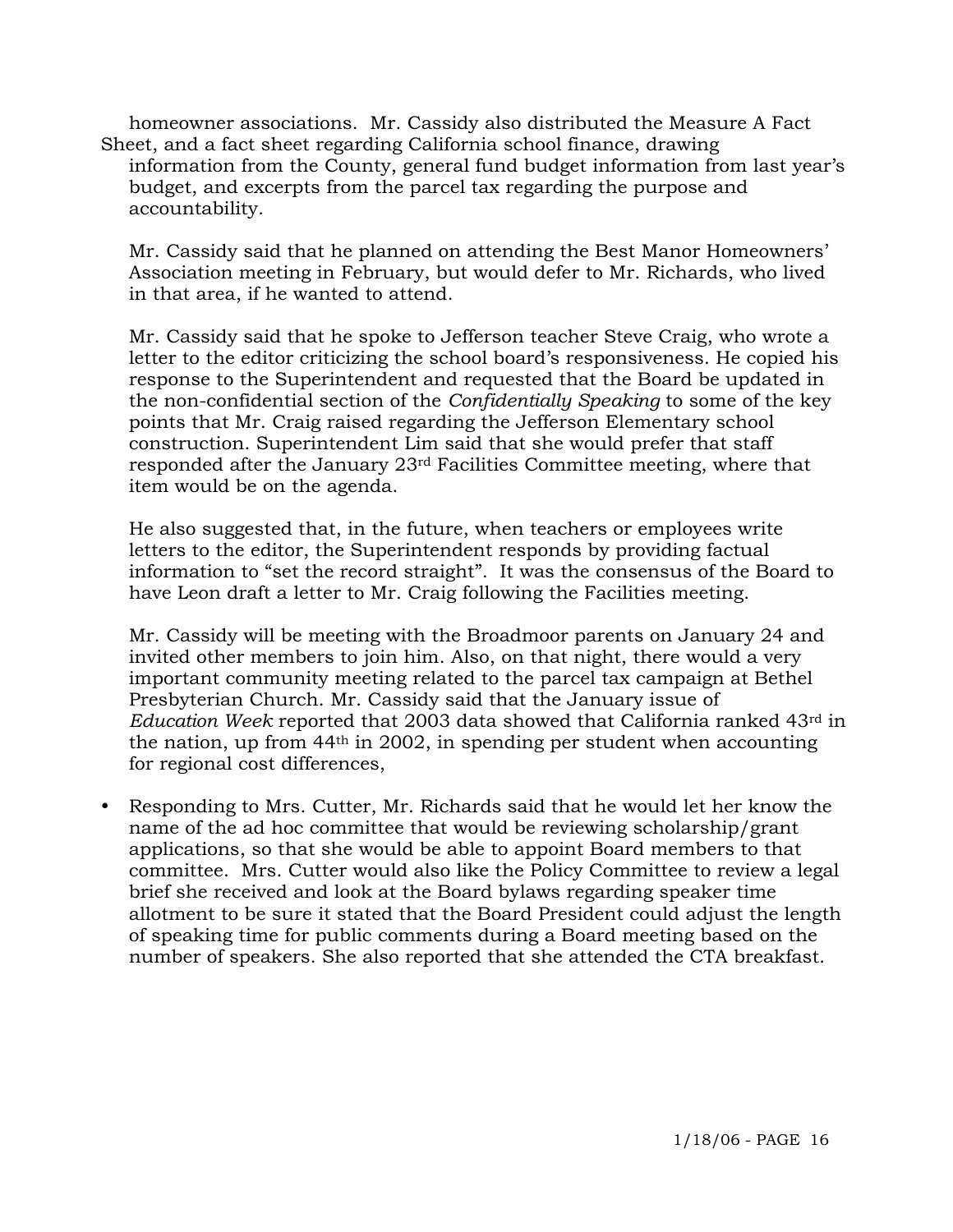homeowner associations. Mr. Cassidy also distributed the Measure A Fact Sheet, and a fact sheet regarding California school finance, drawing information from the County, general fund budget information from last year's budget, and excerpts from the parcel tax regarding the purpose and accountability.

Mr. Cassidy said that he planned on attending the Best Manor Homeowners' Association meeting in February, but would defer to Mr. Richards, who lived in that area, if he wanted to attend.

Mr. Cassidy said that he spoke to Jefferson teacher Steve Craig, who wrote a letter to the editor criticizing the school board's responsiveness. He copied his response to the Superintendent and requested that the Board be updated in the non-confidential section of the *Confidentially Speaking* to some of the key points that Mr. Craig raised regarding the Jefferson Elementary school construction. Superintendent Lim said that she would prefer that staff responded after the January 23rd Facilities Committee meeting, where that item would be on the agenda.

He also suggested that, in the future, when teachers or employees write letters to the editor, the Superintendent responds by providing factual information to "set the record straight". It was the consensus of the Board to have Leon draft a letter to Mr. Craig following the Facilities meeting.

Mr. Cassidy will be meeting with the Broadmoor parents on January 24 and invited other members to join him. Also, on that night, there would a very important community meeting related to the parcel tax campaign at Bethel Presbyterian Church. Mr. Cassidy said that the January issue of *Education Week* reported that 2003 data showed that California ranked 43rd in the nation, up from 44th in 2002, in spending per student when accounting for regional cost differences,

- Responding to Mrs. Cutter, Mr. Richards said that he would let her know the name of the ad hoc committee that would be reviewing scholarship/grant applications, so that she would be able to appoint Board members to that committee. Mrs. Cutter would also like the Policy Committee to review a legal brief she received and look at the Board bylaws regarding speaker time allotment to be sure it stated that the Board President could adjust the length of speaking time for public comments during a Board meeting based on the number of speakers. She also reported that she attended the CTA breakfast.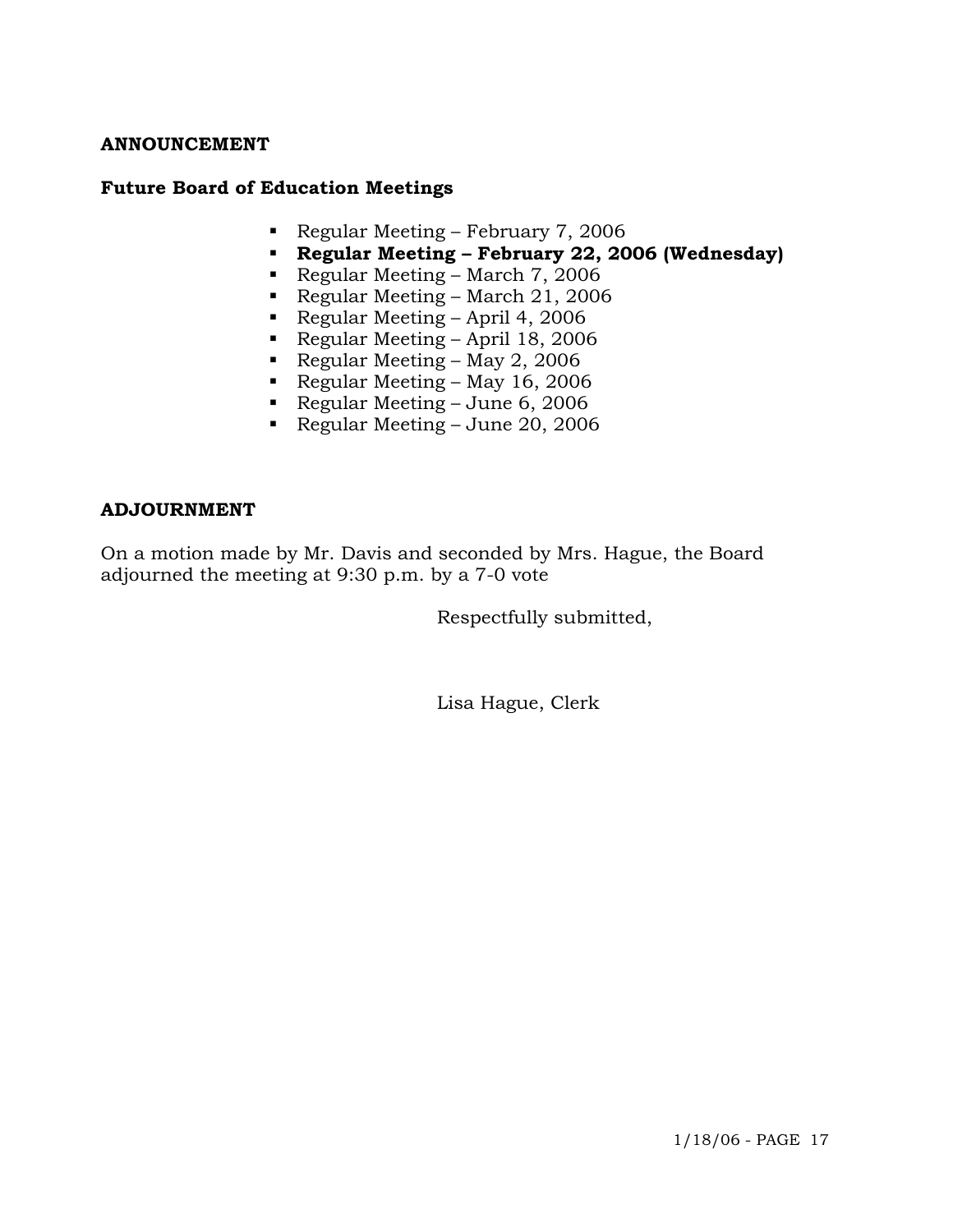## ANNOUNCEMENT

### Future Board of Education Meetings

- Regular Meeting – February 7, 2006
- **Regular Meeting – February 22, 2006 (Wednesday)**
- Regular Meeting – March 7, 2006
- Regular Meeting – March 21, 2006
- Regular Meeting – April 4, 2006
- Regular Meeting – April 18, 2006
- Regular Meeting – May 2, 2006
- Regular Meeting – May 16, 2006
- Regular Meeting – June 6, 2006
- Regular Meeting – June 20, 2006

## ADJOURNMENT

On a motion made by Mr. Davis and seconded by Mrs. Hague, the Board adjourned the meeting at 9:30 p.m. by a 7-0 vote

Respectfully submitted,

Lisa Hague, Clerk